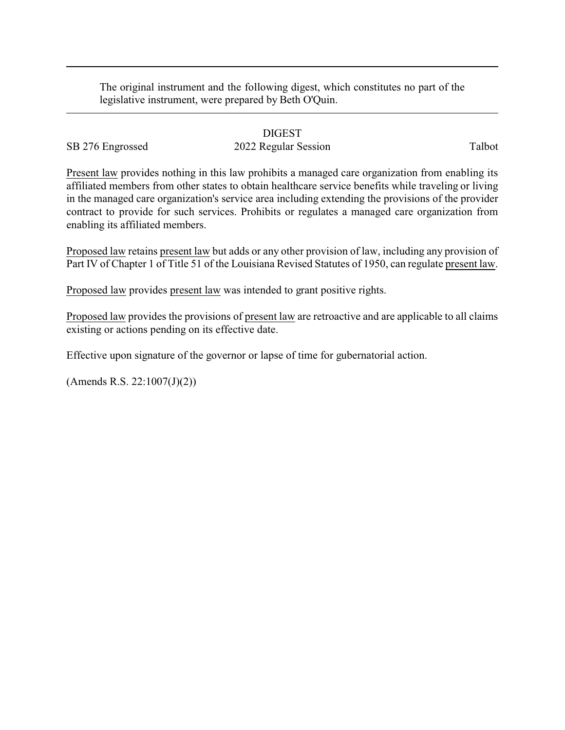The original instrument and the following digest, which constitutes no part of the legislative instrument, were prepared by Beth O'Quin.

DIGEST

SB 276 Engrossed 2022 Regular Session Talbot

Present law provides nothing in this law prohibits a managed care organization from enabling its affiliated members from other states to obtain healthcare service benefits while traveling or living in the managed care organization's service area including extending the provisions of the provider contract to provide for such services. Prohibits or regulates a managed care organization from enabling its affiliated members.

Proposed law retains present law but adds or any other provision of law, including any provision of Part IV of Chapter 1 of Title 51 of the Louisiana Revised Statutes of 1950, can regulate present law.

Proposed law provides present law was intended to grant positive rights.

Proposed law provides the provisions of present law are retroactive and are applicable to all claims existing or actions pending on its effective date.

Effective upon signature of the governor or lapse of time for gubernatorial action.

(Amends R.S. 22:1007(J)(2))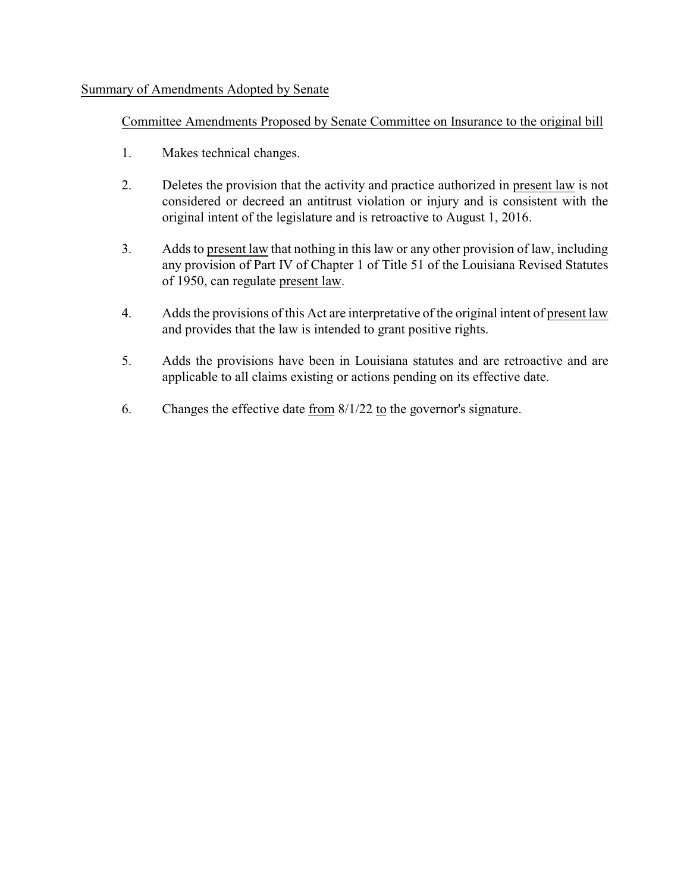Summary of Amendments Adopted by Senate

Committee Amendments Proposed by Senate Committee on Insurance to the original bill

1. Makes technical changes.

2. Deletes the provision that the activity and practice authorized in present law is not considered or decreed an antitrust violation or injury and is consistent with the original intent of the legislature and is retroactive to August 1, 2016.

3. Adds to present law that nothing in this law or any other provision of law, including any provision of Part IV of Chapter 1 of Title 51 of the Louisiana Revised Statutes of 1950, can regulate present law.

4. Adds the provisions of this Act are interpretative of the original intent of present law and provides that the law is intended to grant positive rights.

5. Adds the provisions have been in Louisiana statutes and are retroactive and are applicable to all claims existing or actions pending on its effective date.

6. Changes the effective date from 8/1/22 to the governor's signature.